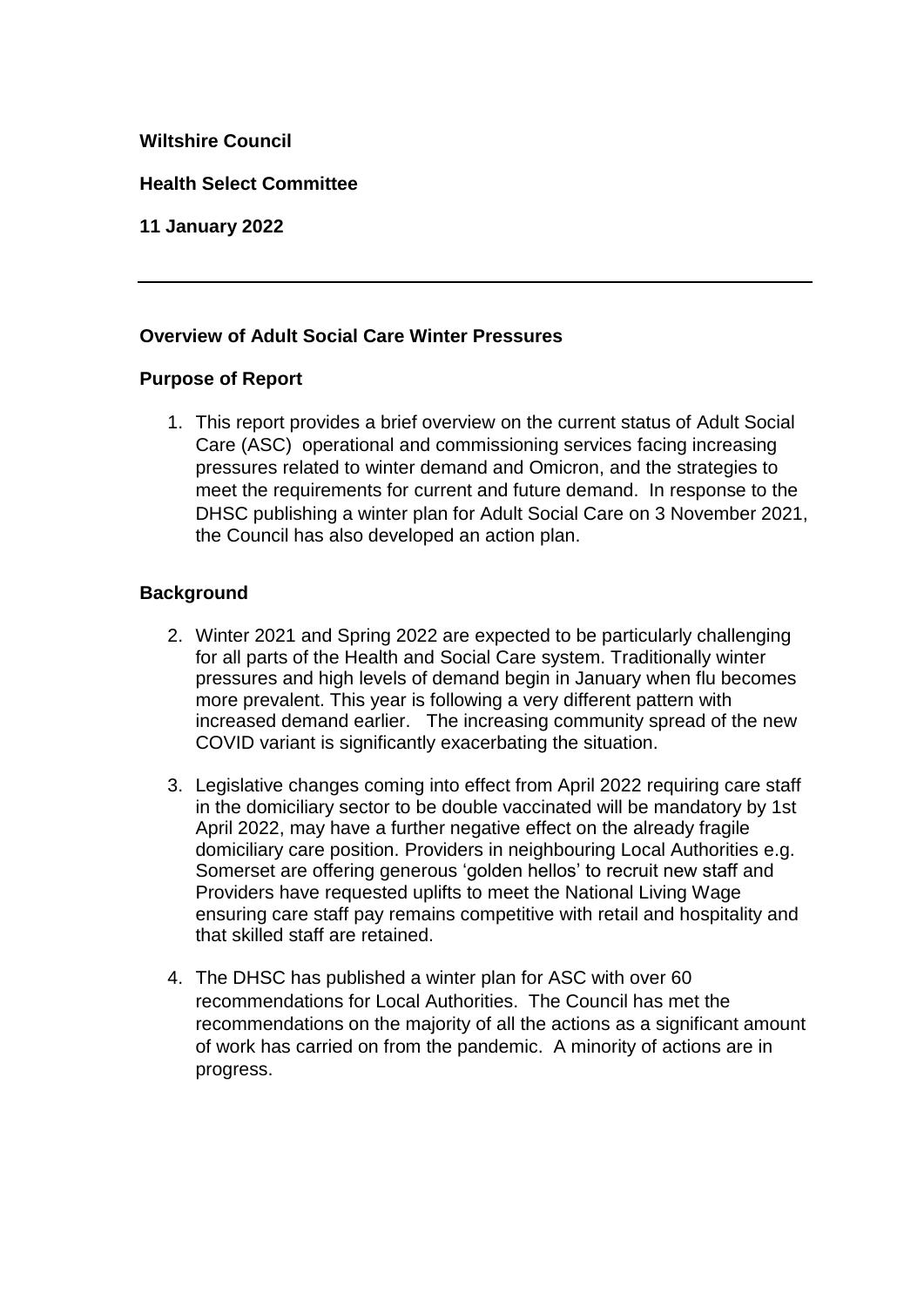**Wiltshire Council**

**Health Select Committee**

**11 January 2022**

---

**Overview of Adult Social Care Winter Pressures**

**Purpose of Report**

1. This report provides a brief overview on the current status of Adult Social Care (ASC) operational and commissioning services facing increasing pressures related to winter demand and Omicron, and the strategies to meet the requirements for current and future demand. In response to the DHSC publishing a winter plan for Adult Social Care on 3 November 2021, the Council has also developed an action plan.

**Background**

2. Winter 2021 and Spring 2022 are expected to be particularly challenging for all parts of the Health and Social Care system. Traditionally winter pressures and high levels of demand begin in January when flu becomes more prevalent. This year is following a very different pattern with increased demand earlier. The increasing community spread of the new COVID variant is significantly exacerbating the situation.

3. Legislative changes coming into effect from April 2022 requiring care staff in the domiciliary sector to be double vaccinated will be mandatory by 1st April 2022, may have a further negative effect on the already fragile domiciliary care position. Providers in neighbouring Local Authorities e.g. Somerset are offering generous 'golden hellos' to recruit new staff and Providers have requested uplifts to meet the National Living Wage ensuring care staff pay remains competitive with retail and hospitality and that skilled staff are retained.

4. The DHSC has published a winter plan for ASC with over 60 recommendations for Local Authorities. The Council has met the recommendations on the majority of all the actions as a significant amount of work has carried on from the pandemic. A minority of actions are in progress.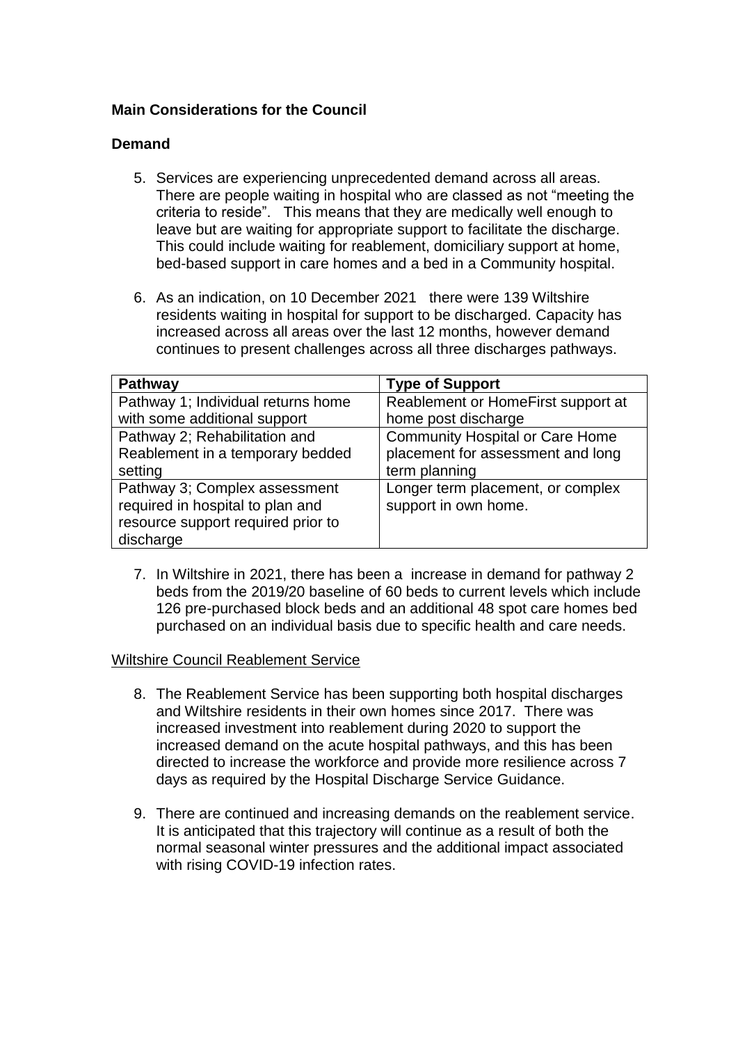**Main Considerations for the Council**

**Demand**

5. Services are experiencing unprecedented demand across all areas. There are people waiting in hospital who are classed as not "meeting the criteria to reside". This means that they are medically well enough to leave but are waiting for appropriate support to facilitate the discharge. This could include waiting for reablement, domiciliary support at home, bed-based support in care homes and a bed in a Community hospital.

6. As an indication, on 10 December 2021 there were 139 Wiltshire residents waiting in hospital for support to be discharged. Capacity has increased across all areas over the last 12 months, however demand continues to present challenges across all three discharges pathways.

| Pathway | Type of Support |
|---|---|
| Pathway 1; Individual returns home with some additional support | Reablement or HomeFirst support at home post discharge |
| Pathway 2; Rehabilitation and Reablement in a temporary bedded setting | Community Hospital or Care Home placement for assessment and long term planning |
| Pathway 3; Complex assessment required in hospital to plan and resource support required prior to discharge | Longer term placement, or complex support in own home. |

7. In Wiltshire in 2021, there has been a increase in demand for pathway 2 beds from the 2019/20 baseline of 60 beds to current levels which include 126 pre-purchased block beds and an additional 48 spot care homes bed purchased on an individual basis due to specific health and care needs.

Wiltshire Council Reablement Service

8. The Reablement Service has been supporting both hospital discharges and Wiltshire residents in their own homes since 2017. There was increased investment into reablement during 2020 to support the increased demand on the acute hospital pathways, and this has been directed to increase the workforce and provide more resilience across 7 days as required by the Hospital Discharge Service Guidance.

9. There are continued and increasing demands on the reablement service. It is anticipated that this trajectory will continue as a result of both the normal seasonal winter pressures and the additional impact associated with rising COVID-19 infection rates.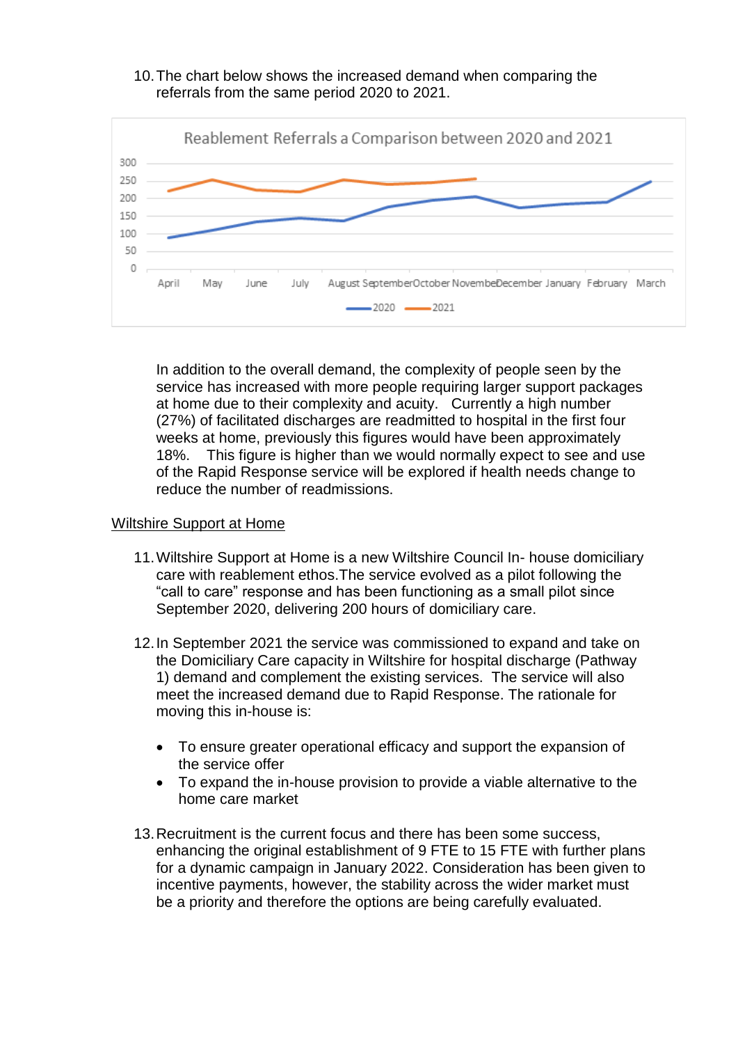10. The chart below shows the increased demand when comparing the referrals from the same period 2020 to 2021.

In addition to the overall demand, the complexity of people seen by the service has increased with more people requiring larger support packages at home due to their complexity and acuity. Currently a high number (27%) of facilitated discharges are readmitted to hospital in the first four weeks at home, previously this figures would have been approximately 18%. This figure is higher than we would normally expect to see and use of the Rapid Response service will be explored if health needs change to reduce the number of readmissions.

<u>Wiltshire Support at Home</u>

11. Wiltshire Support at Home is a new Wiltshire Council In- house domiciliary care with reablement ethos.The service evolved as a pilot following the "call to care" response and has been functioning as a small pilot since September 2020, delivering 200 hours of domiciliary care.

12. In September 2021 the service was commissioned to expand and take on the Domiciliary Care capacity in Wiltshire for hospital discharge (Pathway 1) demand and complement the existing services. The service will also meet the increased demand due to Rapid Response. The rationale for moving this in-house is:

    - To ensure greater operational efficacy and support the expansion of the service offer
    - To expand the in-house provision to provide a viable alternative to the home care market

13. Recruitment is the current focus and there has been some success, enhancing the original establishment of 9 FTE to 15 FTE with further plans for a dynamic campaign in January 2022. Consideration has been given to incentive payments, however, the stability across the wider market must be a priority and therefore the options are being carefully evaluated.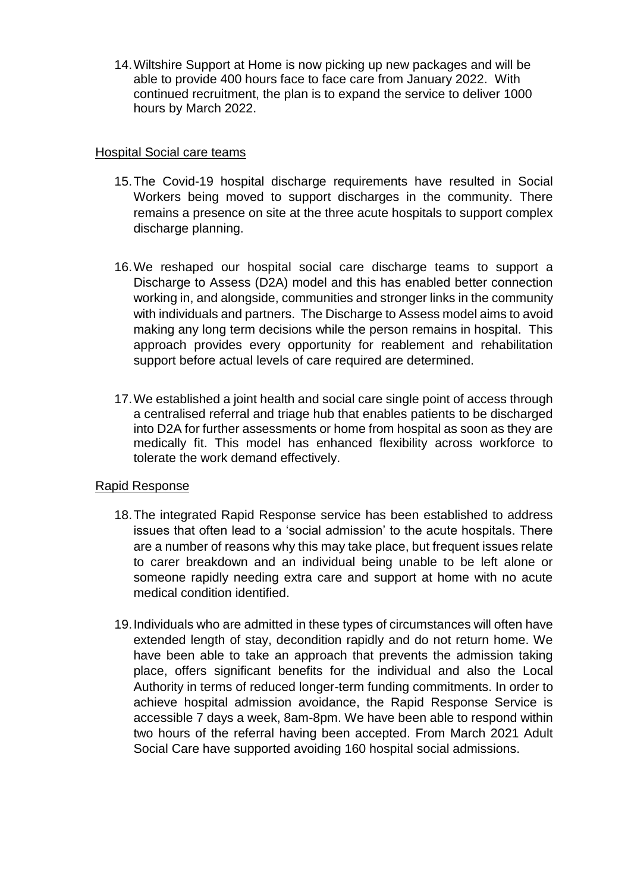14. Wiltshire Support at Home is now picking up new packages and will be able to provide 400 hours face to face care from January 2022. With continued recruitment, the plan is to expand the service to deliver 1000 hours by March 2022.

<u>Hospital Social care teams</u>

15. The Covid-19 hospital discharge requirements have resulted in Social Workers being moved to support discharges in the community. There remains a presence on site at the three acute hospitals to support complex discharge planning.

16. We reshaped our hospital social care discharge teams to support a Discharge to Assess (D2A) model and this has enabled better connection working in, and alongside, communities and stronger links in the community with individuals and partners. The Discharge to Assess model aims to avoid making any long term decisions while the person remains in hospital. This approach provides every opportunity for reablement and rehabilitation support before actual levels of care required are determined.

17. We established a joint health and social care single point of access through a centralised referral and triage hub that enables patients to be discharged into D2A for further assessments or home from hospital as soon as they are medically fit. This model has enhanced flexibility across workforce to tolerate the work demand effectively.

<u>Rapid Response</u>

18. The integrated Rapid Response service has been established to address issues that often lead to a 'social admission' to the acute hospitals. There are a number of reasons why this may take place, but frequent issues relate to carer breakdown and an individual being unable to be left alone or someone rapidly needing extra care and support at home with no acute medical condition identified.

19. Individuals who are admitted in these types of circumstances will often have extended length of stay, decondition rapidly and do not return home. We have been able to take an approach that prevents the admission taking place, offers significant benefits for the individual and also the Local Authority in terms of reduced longer-term funding commitments. In order to achieve hospital admission avoidance, the Rapid Response Service is accessible 7 days a week, 8am-8pm. We have been able to respond within two hours of the referral having been accepted. From March 2021 Adult Social Care have supported avoiding 160 hospital social admissions.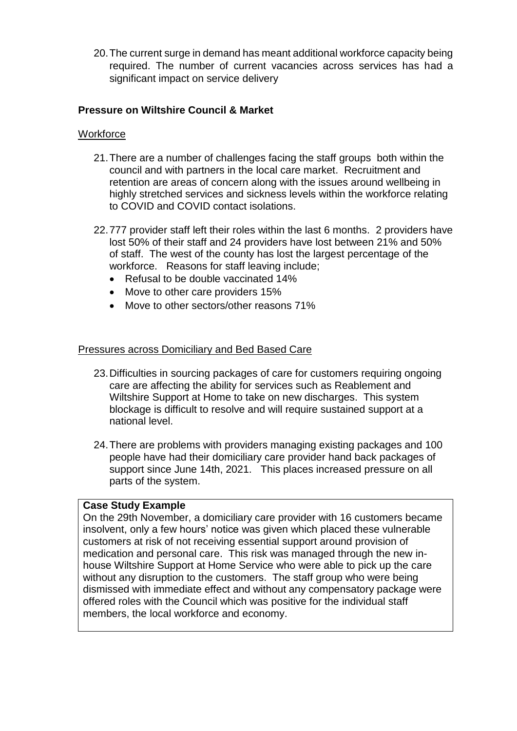20. The current surge in demand has meant additional workforce capacity being required. The number of current vacancies across services has had a significant impact on service delivery

**Pressure on Wiltshire Council & Market**

Workforce

21. There are a number of challenges facing the staff groups both within the council and with partners in the local care market. Recruitment and retention are areas of concern along with the issues around wellbeing in highly stretched services and sickness levels within the workforce relating to COVID and COVID contact isolations.

22. 777 provider staff left their roles within the last 6 months. 2 providers have lost 50% of their staff and 24 providers have lost between 21% and 50% of staff. The west of the county has lost the largest percentage of the workforce. Reasons for staff leaving include;
    - Refusal to be double vaccinated 14%
    - Move to other care providers 15%
    - Move to other sectors/other reasons 71%

Pressures across Domiciliary and Bed Based Care

23. Difficulties in sourcing packages of care for customers requiring ongoing care are affecting the ability for services such as Reablement and Wiltshire Support at Home to take on new discharges. This system blockage is difficult to resolve and will require sustained support at a national level.

24. There are problems with providers managing existing packages and 100 people have had their domiciliary care provider hand back packages of support since June 14th, 2021. This places increased pressure on all parts of the system.

**Case Study Example**

On the 29th November, a domiciliary care provider with 16 customers became insolvent, only a few hours' notice was given which placed these vulnerable customers at risk of not receiving essential support around provision of medication and personal care. This risk was managed through the new in-house Wiltshire Support at Home Service who were able to pick up the care without any disruption to the customers. The staff group who were being dismissed with immediate effect and without any compensatory package were offered roles with the Council which was positive for the individual staff members, the local workforce and economy.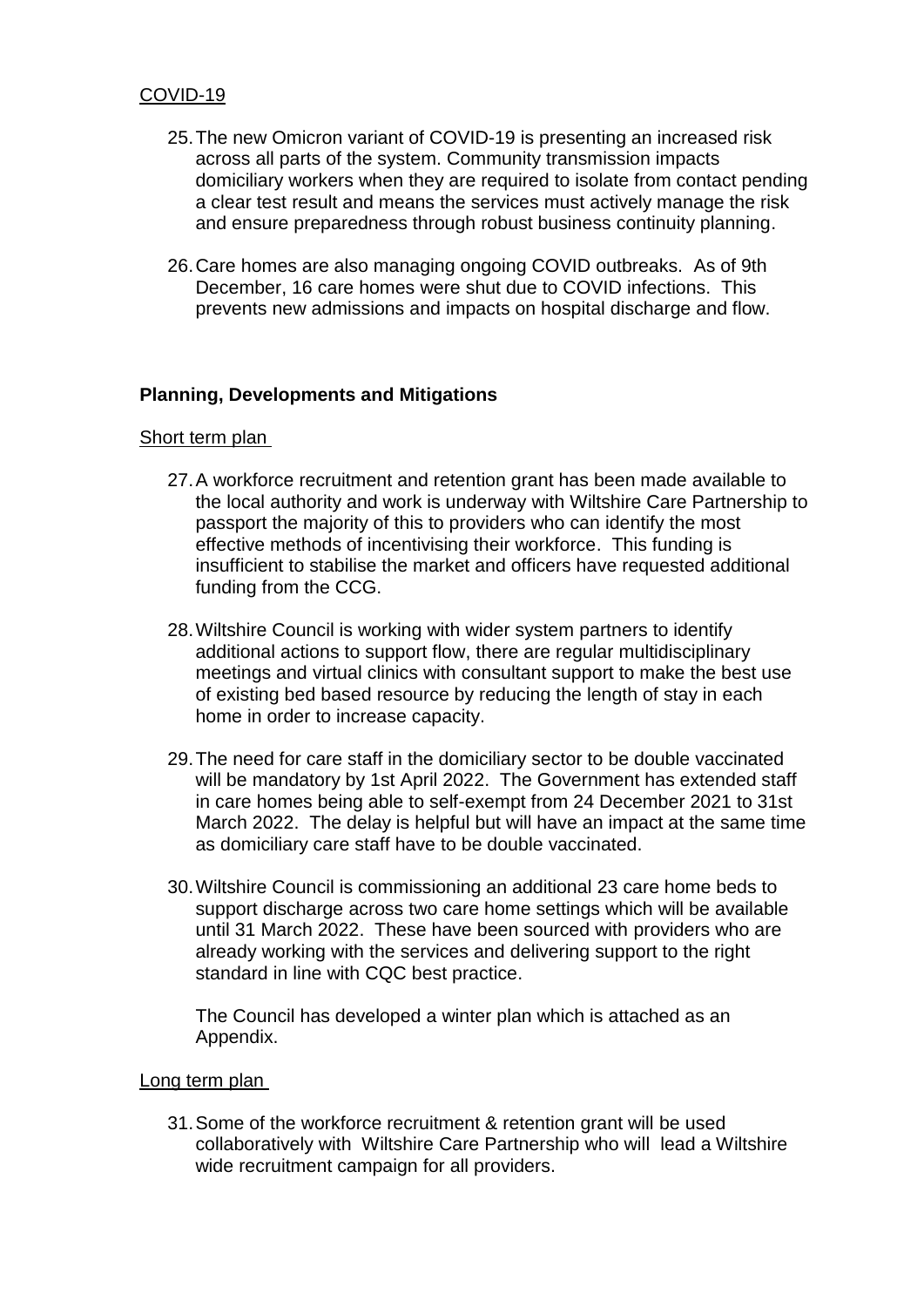COVID-19

25. The new Omicron variant of COVID-19 is presenting an increased risk across all parts of the system. Community transmission impacts domiciliary workers when they are required to isolate from contact pending a clear test result and means the services must actively manage the risk and ensure preparedness through robust business continuity planning.

26. Care homes are also managing ongoing COVID outbreaks. As of 9th December, 16 care homes were shut due to COVID infections. This prevents new admissions and impacts on hospital discharge and flow.

**Planning, Developments and Mitigations**

Short term plan

27. A workforce recruitment and retention grant has been made available to the local authority and work is underway with Wiltshire Care Partnership to passport the majority of this to providers who can identify the most effective methods of incentivising their workforce. This funding is insufficient to stabilise the market and officers have requested additional funding from the CCG.

28. Wiltshire Council is working with wider system partners to identify additional actions to support flow, there are regular multidisciplinary meetings and virtual clinics with consultant support to make the best use of existing bed based resource by reducing the length of stay in each home in order to increase capacity.

29. The need for care staff in the domiciliary sector to be double vaccinated will be mandatory by 1st April 2022. The Government has extended staff in care homes being able to self-exempt from 24 December 2021 to 31st March 2022. The delay is helpful but will have an impact at the same time as domiciliary care staff have to be double vaccinated.

30. Wiltshire Council is commissioning an additional 23 care home beds to support discharge across two care home settings which will be available until 31 March 2022. These have been sourced with providers who are already working with the services and delivering support to the right standard in line with CQC best practice.

    The Council has developed a winter plan which is attached as an Appendix.

Long term plan

31. Some of the workforce recruitment & retention grant will be used collaboratively with Wiltshire Care Partnership who will lead a Wiltshire wide recruitment campaign for all providers.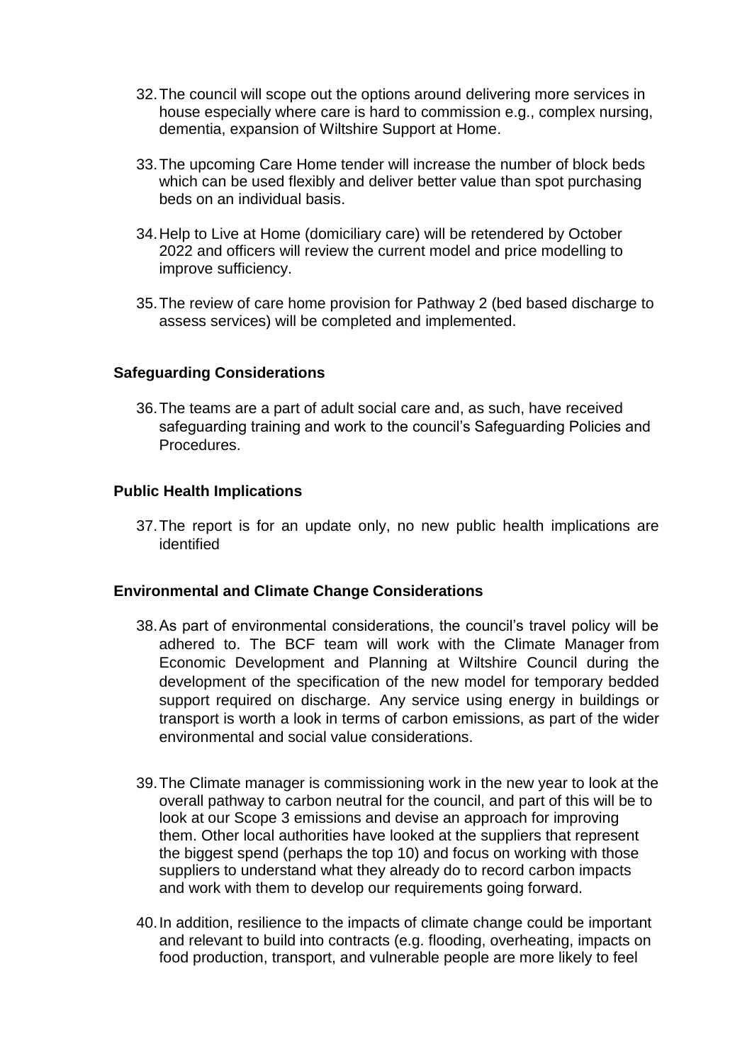32. The council will scope out the options around delivering more services in house especially where care is hard to commission e.g., complex nursing, dementia, expansion of Wiltshire Support at Home.

33. The upcoming Care Home tender will increase the number of block beds which can be used flexibly and deliver better value than spot purchasing beds on an individual basis.

34. Help to Live at Home (domiciliary care) will be retendered by October 2022 and officers will review the current model and price modelling to improve sufficiency.

35. The review of care home provision for Pathway 2 (bed based discharge to assess services) will be completed and implemented.

**Safeguarding Considerations**

36. The teams are a part of adult social care and, as such, have received safeguarding training and work to the council's Safeguarding Policies and Procedures.

**Public Health Implications**

37. The report is for an update only, no new public health implications are identified

**Environmental and Climate Change Considerations**

38. As part of environmental considerations, the council's travel policy will be adhered to. The BCF team will work with the Climate Manager from Economic Development and Planning at Wiltshire Council during the development of the specification of the new model for temporary bedded support required on discharge. Any service using energy in buildings or transport is worth a look in terms of carbon emissions, as part of the wider environmental and social value considerations.

39. The Climate manager is commissioning work in the new year to look at the overall pathway to carbon neutral for the council, and part of this will be to look at our Scope 3 emissions and devise an approach for improving them. Other local authorities have looked at the suppliers that represent the biggest spend (perhaps the top 10) and focus on working with those suppliers to understand what they already do to record carbon impacts and work with them to develop our requirements going forward.

40. In addition, resilience to the impacts of climate change could be important and relevant to build into contracts (e.g. flooding, overheating, impacts on food production, transport, and vulnerable people are more likely to feel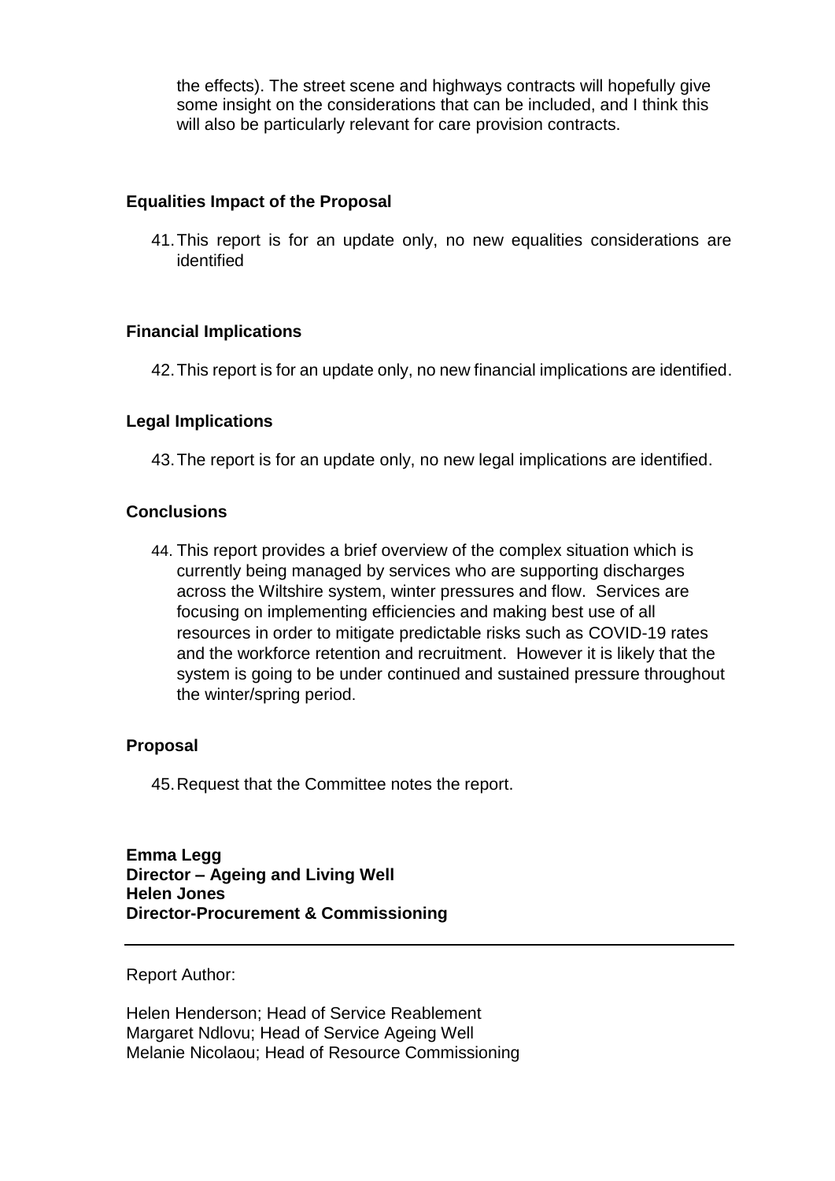the effects). The street scene and highways contracts will hopefully give some insight on the considerations that can be included, and I think this will also be particularly relevant for care provision contracts.

**Equalities Impact of the Proposal**

41. This report is for an update only, no new equalities considerations are identified

**Financial Implications**

42. This report is for an update only, no new financial implications are identified.

**Legal Implications**

43. The report is for an update only, no new legal implications are identified.

**Conclusions**

44. This report provides a brief overview of the complex situation which is currently being managed by services who are supporting discharges across the Wiltshire system, winter pressures and flow. Services are focusing on implementing efficiencies and making best use of all resources in order to mitigate predictable risks such as COVID-19 rates and the workforce retention and recruitment. However it is likely that the system is going to be under continued and sustained pressure throughout the winter/spring period.

**Proposal**

45. Request that the Committee notes the report.

**Emma Legg**
**Director – Ageing and Living Well**
**Helen Jones**
**Director-Procurement & Commissioning**

---

Report Author:

Helen Henderson; Head of Service Reablement
Margaret Ndlovu; Head of Service Ageing Well
Melanie Nicolaou; Head of Resource Commissioning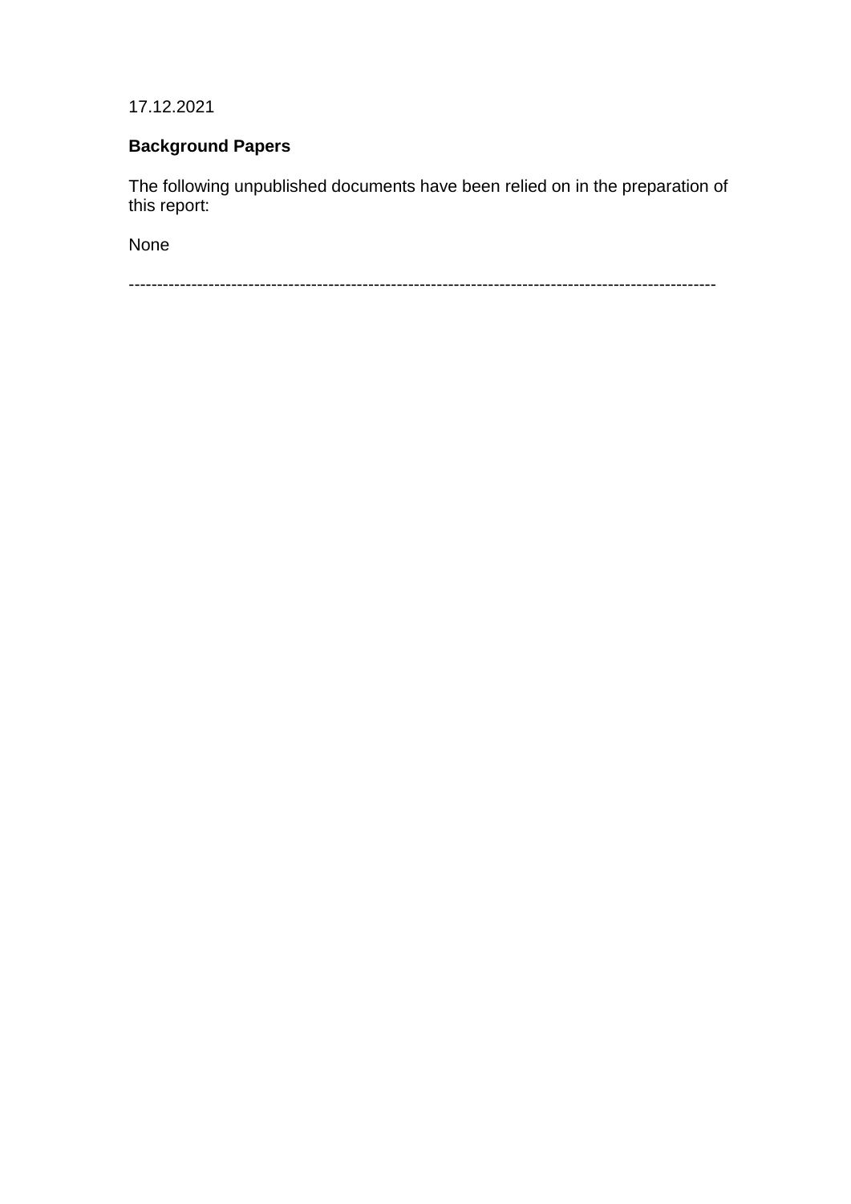17.12.2021

**Background Papers**

The following unpublished documents have been relied on in the preparation of this report:

None

---